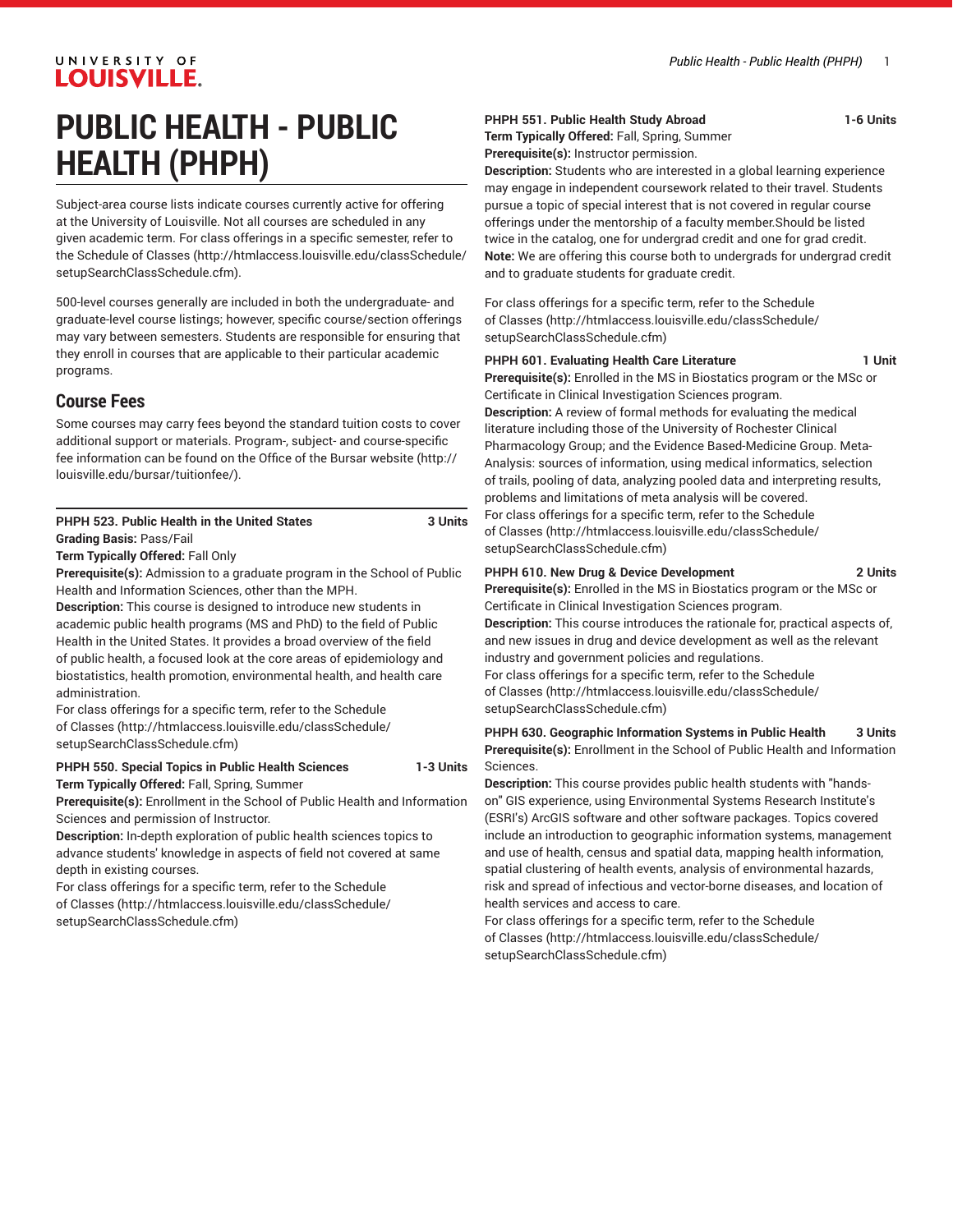# PUBLIC HEALTH - PUBLIC HEALTH (PHPH)

Subject-area course lists indicate courses currently active for offering at the University of Louisville. Not all courses are scheduled in any given academic term. For class offerings in a specific semester, refer to the Schedule of Classes (http://htmlaccess.louisville.edu/classSchedule/setupSearchClassSchedule.cfm).

500-level courses generally are included in both the undergraduate- and graduate-level course listings; however, specific course/section offerings may vary between semesters. Students are responsible for ensuring that they enroll in courses that are applicable to their particular academic programs.

## Course Fees

Some courses may carry fees beyond the standard tuition costs to cover additional support or materials. Program-, subject- and course-specific fee information can be found on the Office of the Bursar website (http://louisville.edu/bursar/tuitionfee/).

---

**PHPH 523. Public Health in the United States** **3 Units**
**Grading Basis:** Pass/Fail
**Term Typically Offered:** Fall Only
**Prerequisite(s):** Admission to a graduate program in the School of Public Health and Information Sciences, other than the MPH.
**Description:** This course is designed to introduce new students in academic public health programs (MS and PhD) to the field of Public Health in the United States. It provides a broad overview of the field of public health, a focused look at the core areas of epidemiology and biostatistics, health promotion, environmental health, and health care administration.
For class offerings for a specific term, refer to the Schedule of Classes (http://htmlaccess.louisville.edu/classSchedule/setupSearchClassSchedule.cfm)

**PHPH 550. Special Topics in Public Health Sciences** **1-3 Units**
**Term Typically Offered:** Fall, Spring, Summer
**Prerequisite(s):** Enrollment in the School of Public Health and Information Sciences and permission of Instructor.
**Description:** In-depth exploration of public health sciences topics to advance students' knowledge in aspects of field not covered at same depth in existing courses.
For class offerings for a specific term, refer to the Schedule of Classes (http://htmlaccess.louisville.edu/classSchedule/setupSearchClassSchedule.cfm)

**PHPH 551. Public Health Study Abroad** **1-6 Units**
**Term Typically Offered:** Fall, Spring, Summer
**Prerequisite(s):** Instructor permission.
**Description:** Students who are interested in a global learning experience may engage in independent coursework related to their travel. Students pursue a topic of special interest that is not covered in regular course offerings under the mentorship of a faculty member.Should be listed twice in the catalog, one for undergrad credit and one for grad credit.
**Note:** We are offering this course both to undergrads for undergrad credit and to graduate students for graduate credit.

For class offerings for a specific term, refer to the Schedule of Classes (http://htmlaccess.louisville.edu/classSchedule/setupSearchClassSchedule.cfm)

**PHPH 601. Evaluating Health Care Literature** **1 Unit**
**Prerequisite(s):** Enrolled in the MS in Biostatics program or the MSc or Certificate in Clinical Investigation Sciences program.
**Description:** A review of formal methods for evaluating the medical literature including those of the University of Rochester Clinical Pharmacology Group; and the Evidence Based-Medicine Group. Meta-Analysis: sources of information, using medical informatics, selection of trails, pooling of data, analyzing pooled data and interpreting results, problems and limitations of meta analysis will be covered.
For class offerings for a specific term, refer to the Schedule of Classes (http://htmlaccess.louisville.edu/classSchedule/setupSearchClassSchedule.cfm)

**PHPH 610. New Drug & Device Development** **2 Units**
**Prerequisite(s):** Enrolled in the MS in Biostatics program or the MSc or Certificate in Clinical Investigation Sciences program.
**Description:** This course introduces the rationale for, practical aspects of, and new issues in drug and device development as well as the relevant industry and government policies and regulations.
For class offerings for a specific term, refer to the Schedule of Classes (http://htmlaccess.louisville.edu/classSchedule/setupSearchClassSchedule.cfm)

**PHPH 630. Geographic Information Systems in Public Health** **3 Units**
**Prerequisite(s):** Enrollment in the School of Public Health and Information Sciences.
**Description:** This course provides public health students with "hands-on" GIS experience, using Environmental Systems Research Institute's (ESRI's) ArcGIS software and other software packages. Topics covered include an introduction to geographic information systems, management and use of health, census and spatial data, mapping health information, spatial clustering of health events, analysis of environmental hazards, risk and spread of infectious and vector-borne diseases, and location of health services and access to care.
For class offerings for a specific term, refer to the Schedule of Classes (http://htmlaccess.louisville.edu/classSchedule/setupSearchClassSchedule.cfm)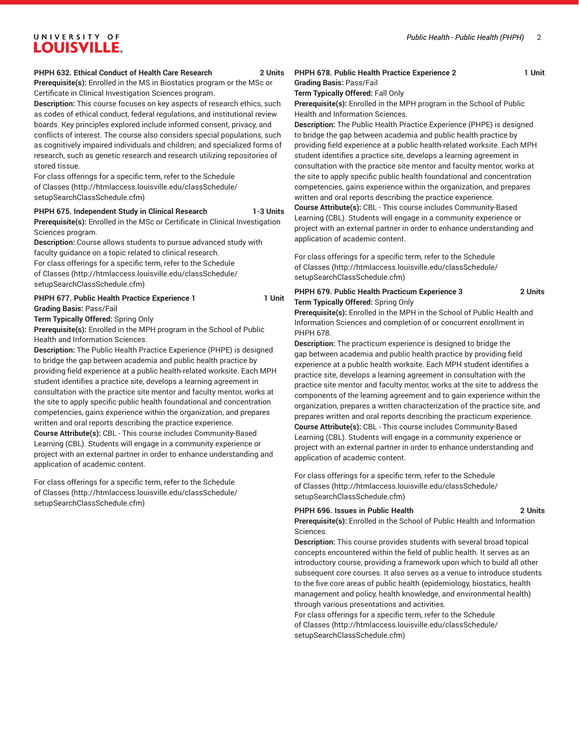**PHPH 632. Ethical Conduct of Health Care Research 2 Units**

**Prerequisite(s):** Enrolled in the MS in Biostatics program or the MSc or Certificate in Clinical Investigation Sciences program.

**Description:** This course focuses on key aspects of research ethics, such as codes of ethical conduct, federal regulations, and institutional review boards. Key principles explored include informed consent, privacy, and conflicts of interest. The course also considers special populations, such as cognitively impaired individuals and children; and specialized forms of research, such as genetic research and research utilizing repositories of stored tissue.

For class offerings for a specific term, refer to the Schedule of Classes (http://htmlaccess.louisville.edu/classSchedule/setupSearchClassSchedule.cfm)

**PHPH 675. Independent Study in Clinical Research 1-3 Units**

**Prerequisite(s):** Enrolled in the MSc or Certificate in Clinical Investigation Sciences program.

**Description:** Course allows students to pursue advanced study with faculty guidance on a topic related to clinical research.

For class offerings for a specific term, refer to the Schedule of Classes (http://htmlaccess.louisville.edu/classSchedule/setupSearchClassSchedule.cfm)

**PHPH 677. Public Health Practice Experience 1 1 Unit**

**Grading Basis:** Pass/Fail

**Term Typically Offered:** Spring Only

**Prerequisite(s):** Enrolled in the MPH program in the School of Public Health and Information Sciences.

**Description:** The Public Health Practice Experience (PHPE) is designed to bridge the gap between academia and public health practice by providing field experience at a public health-related worksite. Each MPH student identifies a practice site, develops a learning agreement in consultation with the practice site mentor and faculty mentor, works at the site to apply specific public health foundational and concentration competencies, gains experience within the organization, and prepares written and oral reports describing the practice experience.

**Course Attribute(s):** CBL - This course includes Community-Based Learning (CBL). Students will engage in a community experience or project with an external partner in order to enhance understanding and application of academic content.

For class offerings for a specific term, refer to the Schedule of Classes (http://htmlaccess.louisville.edu/classSchedule/setupSearchClassSchedule.cfm)

**PHPH 678. Public Health Practice Experience 2 1 Unit**

**Grading Basis:** Pass/Fail

**Term Typically Offered:** Fall Only

**Prerequisite(s):** Enrolled in the MPH program in the School of Public Health and Information Sciences.

**Description:** The Public Health Practice Experience (PHPE) is designed to bridge the gap between academia and public health practice by providing field experience at a public health-related worksite. Each MPH student identifies a practice site, develops a learning agreement in consultation with the practice site mentor and faculty mentor, works at the site to apply specific public health foundational and concentration competencies, gains experience within the organization, and prepares written and oral reports describing the practice experience.

**Course Attribute(s):** CBL - This course includes Community-Based Learning (CBL). Students will engage in a community experience or project with an external partner in order to enhance understanding and application of academic content.

For class offerings for a specific term, refer to the Schedule of Classes (http://htmlaccess.louisville.edu/classSchedule/setupSearchClassSchedule.cfm)

**PHPH 679. Public Health Practicum Experience 3 2 Units**

**Term Typically Offered:** Spring Only

**Prerequisite(s):** Enrolled in the MPH in the School of Public Health and Information Sciences and completion of or concurrent enrollment in PHPH 678.

**Description:** The practicum experience is designed to bridge the gap between academia and public health practice by providing field experience at a public health worksite. Each MPH student identifies a practice site, develops a learning agreement in consultation with the practice site mentor and faculty mentor, works at the site to address the components of the learning agreement and to gain experience within the organization, prepares a written characterization of the practice site, and prepares written and oral reports describing the practicum experience.

**Course Attribute(s):** CBL - This course includes Community-Based Learning (CBL). Students will engage in a community experience or project with an external partner in order to enhance understanding and application of academic content.

For class offerings for a specific term, refer to the Schedule of Classes (http://htmlaccess.louisville.edu/classSchedule/setupSearchClassSchedule.cfm)

**PHPH 696. Issues in Public Health 2 Units**

**Prerequisite(s):** Enrolled in the School of Public Health and Information Sciences.

**Description:** This course provides students with several broad topical concepts encountered within the field of public health. It serves as an introductory course, providing a framework upon which to build all other subsequent core courses. It also serves as a venue to introduce students to the five core areas of public health (epidemiology, biostatics, health management and policy, health knowledge, and environmental health) through various presentations and activities.

For class offerings for a specific term, refer to the Schedule of Classes (http://htmlaccess.louisville.edu/classSchedule/setupSearchClassSchedule.cfm)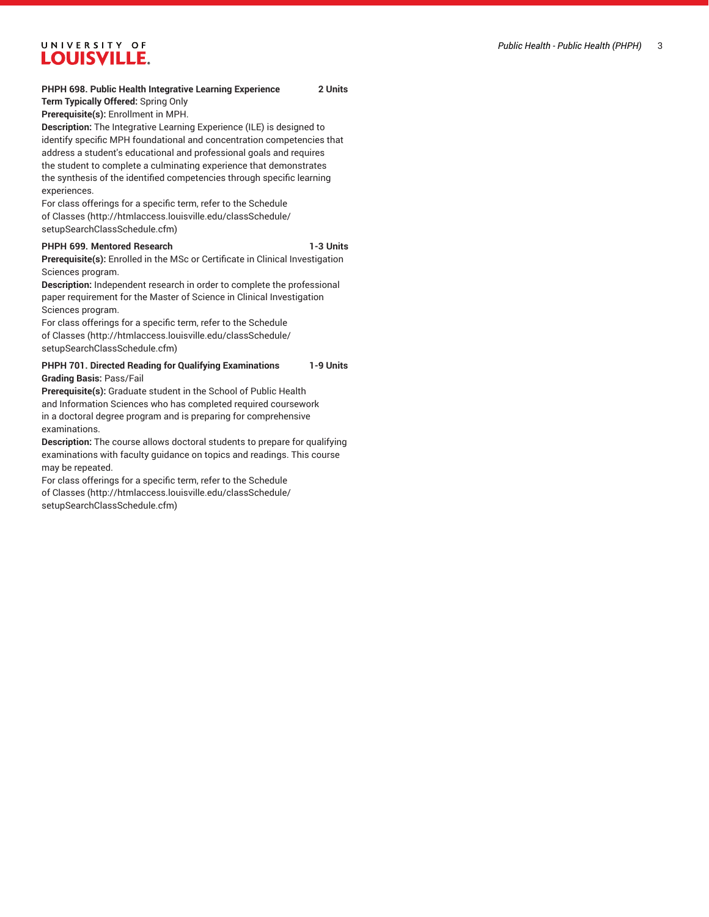**PHPH 698. Public Health Integrative Learning Experience 2 Units**

**Term Typically Offered:** Spring Only

**Prerequisite(s):** Enrollment in MPH.

**Description:** The Integrative Learning Experience (ILE) is designed to identify specific MPH foundational and concentration competencies that address a student's educational and professional goals and requires the student to complete a culminating experience that demonstrates the synthesis of the identified competencies through specific learning experiences.

For class offerings for a specific term, refer to the Schedule of Classes (http://htmlaccess.louisville.edu/classSchedule/setupSearchClassSchedule.cfm)

**PHPH 699. Mentored Research 1-3 Units**

**Prerequisite(s):** Enrolled in the MSc or Certificate in Clinical Investigation Sciences program.

**Description:** Independent research in order to complete the professional paper requirement for the Master of Science in Clinical Investigation Sciences program.

For class offerings for a specific term, refer to the Schedule of Classes (http://htmlaccess.louisville.edu/classSchedule/setupSearchClassSchedule.cfm)

**PHPH 701. Directed Reading for Qualifying Examinations 1-9 Units**

**Grading Basis:** Pass/Fail

**Prerequisite(s):** Graduate student in the School of Public Health and Information Sciences who has completed required coursework in a doctoral degree program and is preparing for comprehensive examinations.

**Description:** The course allows doctoral students to prepare for qualifying examinations with faculty guidance on topics and readings. This course may be repeated.

For class offerings for a specific term, refer to the Schedule of Classes (http://htmlaccess.louisville.edu/classSchedule/setupSearchClassSchedule.cfm)